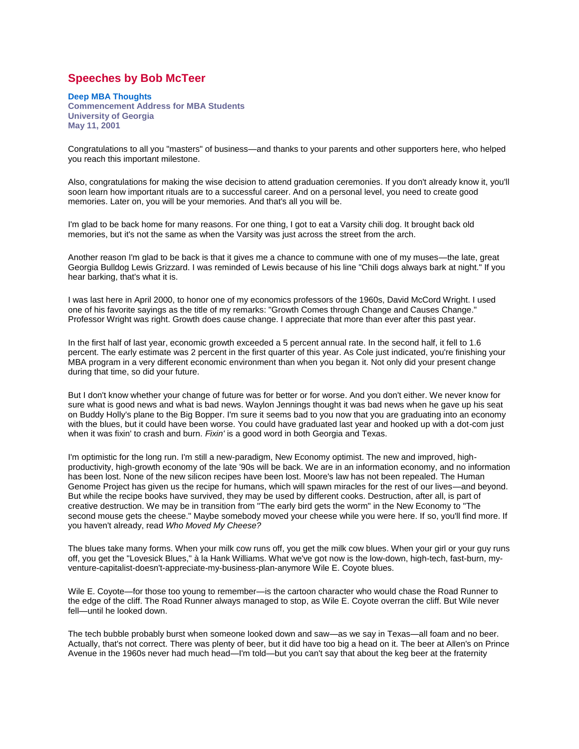# Speeches by Bob McTeer

**Deep MBA Thoughts**
**Commencement Address for MBA Students**
**University of Georgia**
**May 11, 2001**

Congratulations to all you "masters" of business—and thanks to your parents and other supporters here, who helped you reach this important milestone.

Also, congratulations for making the wise decision to attend graduation ceremonies. If you don't already know it, you'll soon learn how important rituals are to a successful career. And on a personal level, you need to create good memories. Later on, you will be your memories. And that's all you will be.

I'm glad to be back home for many reasons. For one thing, I got to eat a Varsity chili dog. It brought back old memories, but it's not the same as when the Varsity was just across the street from the arch.

Another reason I'm glad to be back is that it gives me a chance to commune with one of my muses—the late, great Georgia Bulldog Lewis Grizzard. I was reminded of Lewis because of his line "Chili dogs always bark at night." If you hear barking, that's what it is.

I was last here in April 2000, to honor one of my economics professors of the 1960s, David McCord Wright. I used one of his favorite sayings as the title of my remarks: "Growth Comes through Change and Causes Change." Professor Wright was right. Growth does cause change. I appreciate that more than ever after this past year.

In the first half of last year, economic growth exceeded a 5 percent annual rate. In the second half, it fell to 1.6 percent. The early estimate was 2 percent in the first quarter of this year. As Cole just indicated, you're finishing your MBA program in a very different economic environment than when you began it. Not only did your present change during that time, so did your future.

But I don't know whether your change of future was for better or for worse. And you don't either. We never know for sure what is good news and what is bad news. Waylon Jennings thought it was bad news when he gave up his seat on Buddy Holly's plane to the Big Bopper. I'm sure it seems bad to you now that you are graduating into an economy with the blues, but it could have been worse. You could have graduated last year and hooked up with a dot-com just when it was fixin' to crash and burn. *Fixin'* is a good word in both Georgia and Texas.

I'm optimistic for the long run. I'm still a new-paradigm, New Economy optimist. The new and improved, high-productivity, high-growth economy of the late '90s will be back. We are in an information economy, and no information has been lost. None of the new silicon recipes have been lost. Moore's law has not been repealed. The Human Genome Project has given us the recipe for humans, which will spawn miracles for the rest of our lives—and beyond. But while the recipe books have survived, they may be used by different cooks. Destruction, after all, is part of creative destruction. We may be in transition from "The early bird gets the worm" in the New Economy to "The second mouse gets the cheese." Maybe somebody moved your cheese while you were here. If so, you'll find more. If you haven't already, read *Who Moved My Cheese?*

The blues take many forms. When your milk cow runs off, you get the milk cow blues. When your girl or your guy runs off, you get the "Lovesick Blues," à la Hank Williams. What we've got now is the low-down, high-tech, fast-burn, my-venture-capitalist-doesn't-appreciate-my-business-plan-anymore Wile E. Coyote blues.

Wile E. Coyote—for those too young to remember—is the cartoon character who would chase the Road Runner to the edge of the cliff. The Road Runner always managed to stop, as Wile E. Coyote overran the cliff. But Wile never fell—until he looked down.

The tech bubble probably burst when someone looked down and saw—as we say in Texas—all foam and no beer. Actually, that's not correct. There was plenty of beer, but it did have too big a head on it. The beer at Allen's on Prince Avenue in the 1960s never had much head—I'm told—but you can't say that about the keg beer at the fraternity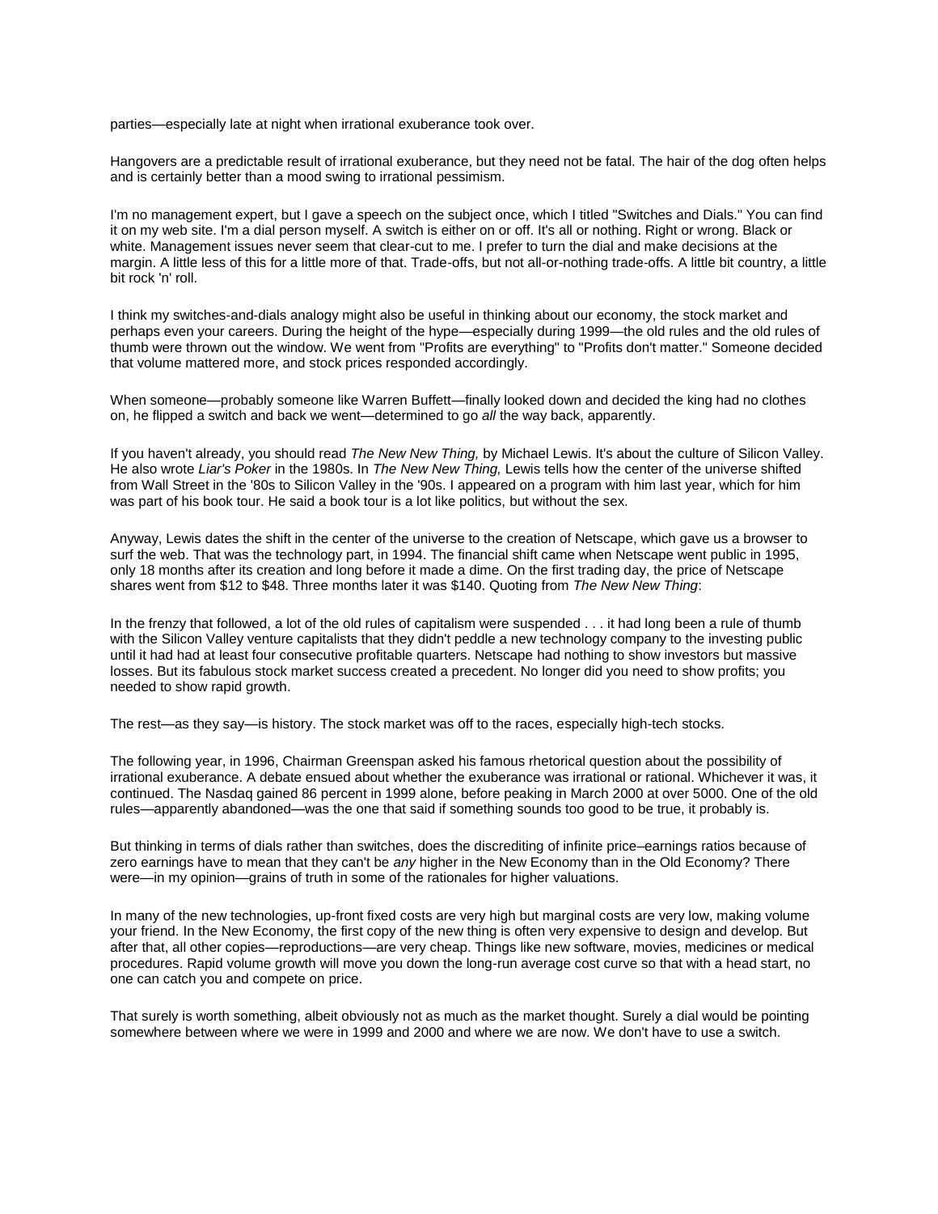parties—especially late at night when irrational exuberance took over.

Hangovers are a predictable result of irrational exuberance, but they need not be fatal. The hair of the dog often helps and is certainly better than a mood swing to irrational pessimism.

I'm no management expert, but I gave a speech on the subject once, which I titled "Switches and Dials." You can find it on my web site. I'm a dial person myself. A switch is either on or off. It's all or nothing. Right or wrong. Black or white. Management issues never seem that clear-cut to me. I prefer to turn the dial and make decisions at the margin. A little less of this for a little more of that. Trade-offs, but not all-or-nothing trade-offs. A little bit country, a little bit rock 'n' roll.

I think my switches-and-dials analogy might also be useful in thinking about our economy, the stock market and perhaps even your careers. During the height of the hype—especially during 1999—the old rules and the old rules of thumb were thrown out the window. We went from "Profits are everything" to "Profits don't matter." Someone decided that volume mattered more, and stock prices responded accordingly.

When someone—probably someone like Warren Buffett—finally looked down and decided the king had no clothes on, he flipped a switch and back we went—determined to go *all* the way back, apparently.

If you haven't already, you should read *The New New Thing,* by Michael Lewis. It's about the culture of Silicon Valley. He also wrote *Liar's Poker* in the 1980s. In *The New New Thing,* Lewis tells how the center of the universe shifted from Wall Street in the '80s to Silicon Valley in the '90s. I appeared on a program with him last year, which for him was part of his book tour. He said a book tour is a lot like politics, but without the sex.

Anyway, Lewis dates the shift in the center of the universe to the creation of Netscape, which gave us a browser to surf the web. That was the technology part, in 1994. The financial shift came when Netscape went public in 1995, only 18 months after its creation and long before it made a dime. On the first trading day, the price of Netscape shares went from $12 to $48. Three months later it was $140. Quoting from *The New New Thing*:

In the frenzy that followed, a lot of the old rules of capitalism were suspended . . . it had long been a rule of thumb with the Silicon Valley venture capitalists that they didn't peddle a new technology company to the investing public until it had had at least four consecutive profitable quarters. Netscape had nothing to show investors but massive losses. But its fabulous stock market success created a precedent. No longer did you need to show profits; you needed to show rapid growth.

The rest—as they say—is history. The stock market was off to the races, especially high-tech stocks.

The following year, in 1996, Chairman Greenspan asked his famous rhetorical question about the possibility of irrational exuberance. A debate ensued about whether the exuberance was irrational or rational. Whichever it was, it continued. The Nasdaq gained 86 percent in 1999 alone, before peaking in March 2000 at over 5000. One of the old rules—apparently abandoned—was the one that said if something sounds too good to be true, it probably is.

But thinking in terms of dials rather than switches, does the discrediting of infinite price–earnings ratios because of zero earnings have to mean that they can't be *any* higher in the New Economy than in the Old Economy? There were—in my opinion—grains of truth in some of the rationales for higher valuations.

In many of the new technologies, up-front fixed costs are very high but marginal costs are very low, making volume your friend. In the New Economy, the first copy of the new thing is often very expensive to design and develop. But after that, all other copies—reproductions—are very cheap. Things like new software, movies, medicines or medical procedures. Rapid volume growth will move you down the long-run average cost curve so that with a head start, no one can catch you and compete on price.

That surely is worth something, albeit obviously not as much as the market thought. Surely a dial would be pointing somewhere between where we were in 1999 and 2000 and where we are now. We don't have to use a switch.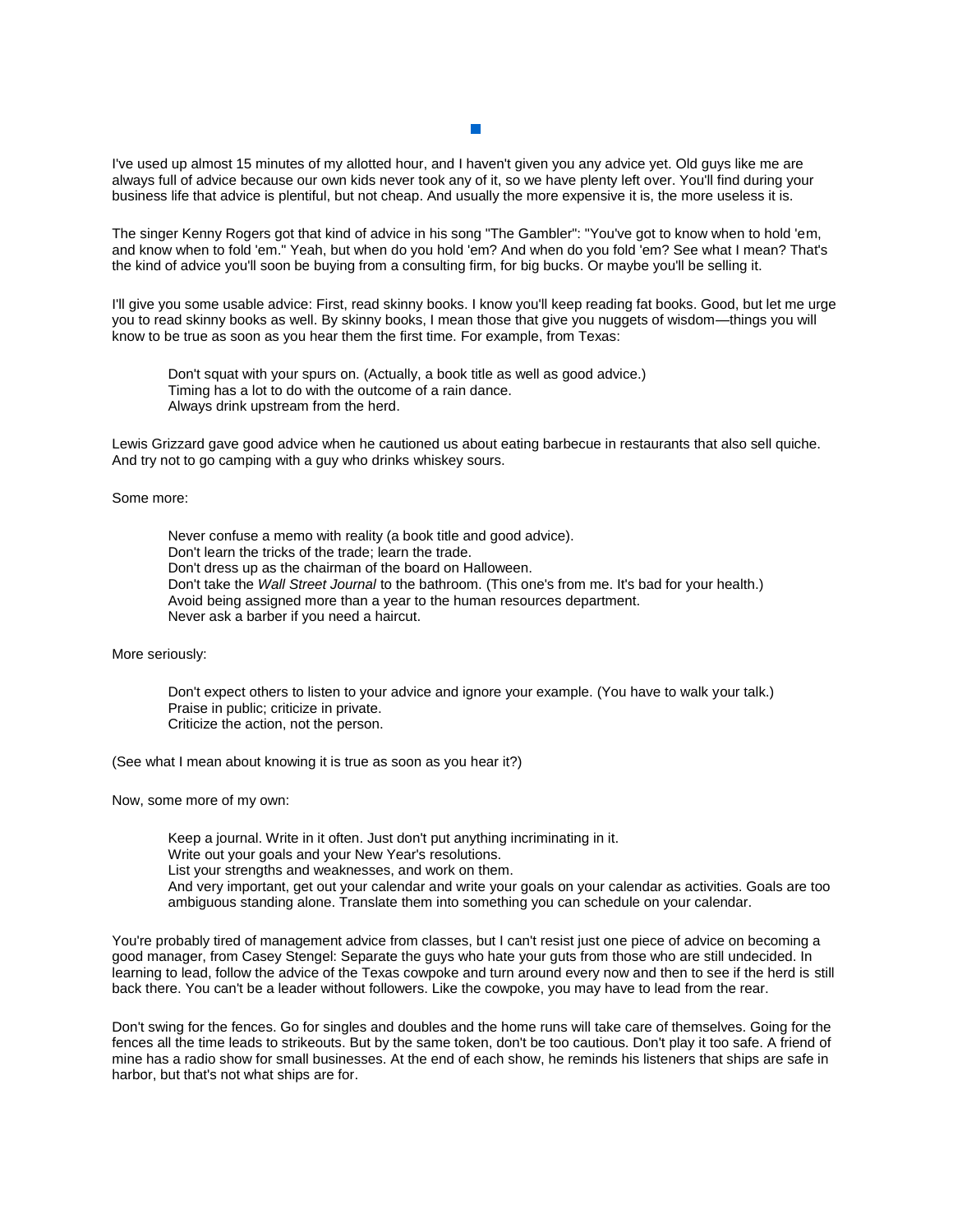I've used up almost 15 minutes of my allotted hour, and I haven't given you any advice yet. Old guys like me are always full of advice because our own kids never took any of it, so we have plenty left over. You'll find during your business life that advice is plentiful, but not cheap. And usually the more expensive it is, the more useless it is.

The singer Kenny Rogers got that kind of advice in his song "The Gambler": "You've got to know when to hold 'em, and know when to fold 'em." Yeah, but when do you hold 'em? And when do you fold 'em? See what I mean? That's the kind of advice you'll soon be buying from a consulting firm, for big bucks. Or maybe you'll be selling it.

I'll give you some usable advice: First, read skinny books. I know you'll keep reading fat books. Good, but let me urge you to read skinny books as well. By skinny books, I mean those that give you nuggets of wisdom—things you will know to be true as soon as you hear them the first time. For example, from Texas:

> Don't squat with your spurs on. (Actually, a book title as well as good advice.)
> Timing has a lot to do with the outcome of a rain dance.
> Always drink upstream from the herd.

Lewis Grizzard gave good advice when he cautioned us about eating barbecue in restaurants that also sell quiche. And try not to go camping with a guy who drinks whiskey sours.

Some more:

> Never confuse a memo with reality (a book title and good advice).
> Don't learn the tricks of the trade; learn the trade.
> Don't dress up as the chairman of the board on Halloween.
> Don't take the *Wall Street Journal* to the bathroom. (This one's from me. It's bad for your health.)
> Avoid being assigned more than a year to the human resources department.
> Never ask a barber if you need a haircut.

More seriously:

> Don't expect others to listen to your advice and ignore your example. (You have to walk your talk.)
> Praise in public; criticize in private.
> Criticize the action, not the person.

(See what I mean about knowing it is true as soon as you hear it?)

Now, some more of my own:

> Keep a journal. Write in it often. Just don't put anything incriminating in it.
> Write out your goals and your New Year's resolutions.
> List your strengths and weaknesses, and work on them.
> And very important, get out your calendar and write your goals on your calendar as activities. Goals are too ambiguous standing alone. Translate them into something you can schedule on your calendar.

You're probably tired of management advice from classes, but I can't resist just one piece of advice on becoming a good manager, from Casey Stengel: Separate the guys who hate your guts from those who are still undecided. In learning to lead, follow the advice of the Texas cowpoke and turn around every now and then to see if the herd is still back there. You can't be a leader without followers. Like the cowpoke, you may have to lead from the rear.

Don't swing for the fences. Go for singles and doubles and the home runs will take care of themselves. Going for the fences all the time leads to strikeouts. But by the same token, don't be too cautious. Don't play it too safe. A friend of mine has a radio show for small businesses. At the end of each show, he reminds his listeners that ships are safe in harbor, but that's not what ships are for.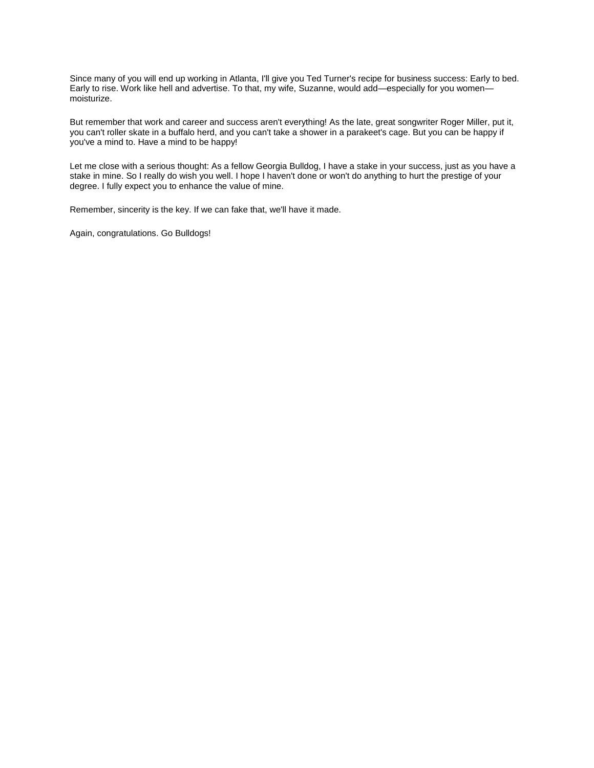Since many of you will end up working in Atlanta, I'll give you Ted Turner's recipe for business success: Early to bed. Early to rise. Work like hell and advertise. To that, my wife, Suzanne, would add—especially for you women—moisturize.

But remember that work and career and success aren't everything! As the late, great songwriter Roger Miller, put it, you can't roller skate in a buffalo herd, and you can't take a shower in a parakeet's cage. But you can be happy if you've a mind to. Have a mind to be happy!

Let me close with a serious thought: As a fellow Georgia Bulldog, I have a stake in your success, just as you have a stake in mine. So I really do wish you well. I hope I haven't done or won't do anything to hurt the prestige of your degree. I fully expect you to enhance the value of mine.

Remember, sincerity is the key. If we can fake that, we'll have it made.

Again, congratulations. Go Bulldogs!